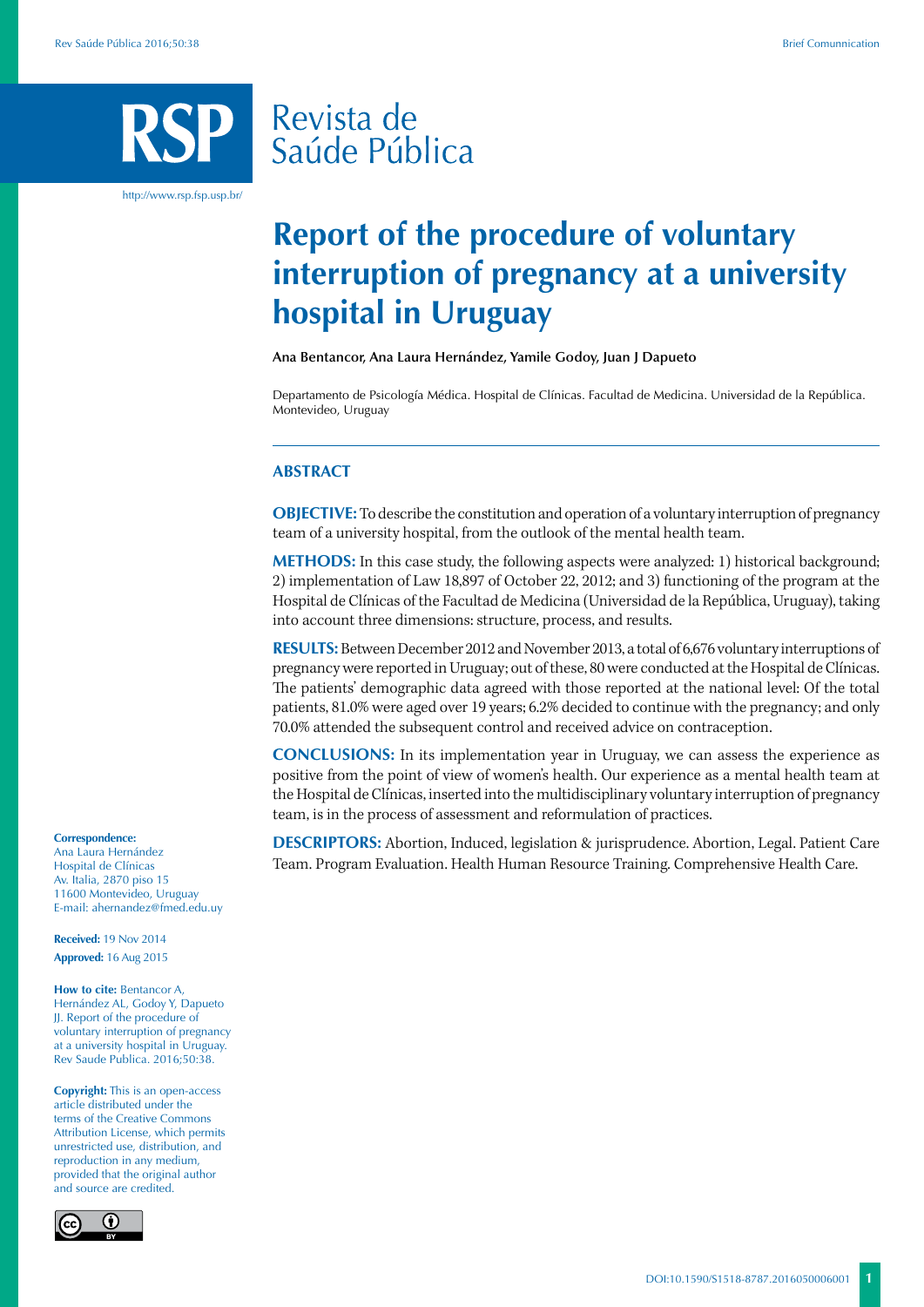# Report of the procedure of voluntary interruption of pregnancy at a university hospital in Uruguay

**Ana Bentancor, Ana Laura Hernández, Yamile Godoy, Juan J Dapueto**

Departamento de Psicología Médica. Hospital de Clínicas. Facultad de Medicina. Universidad de la República. Montevideo, Uruguay

## ABSTRACT

**OBJECTIVE:** To describe the constitution and operation of a voluntary interruption of pregnancy team of a university hospital, from the outlook of the mental health team.

**METHODS:** In this case study, the following aspects were analyzed: 1) historical background; 2) implementation of Law 18,897 of October 22, 2012; and 3) functioning of the program at the Hospital de Clínicas of the Facultad de Medicina (Universidad de la República, Uruguay), taking into account three dimensions: structure, process, and results.

**RESULTS:** Between December 2012 and November 2013, a total of 6,676 voluntary interruptions of pregnancy were reported in Uruguay; out of these, 80 were conducted at the Hospital de Clínicas. The patients' demographic data agreed with those reported at the national level: Of the total patients, 81.0% were aged over 19 years; 6.2% decided to continue with the pregnancy; and only 70.0% attended the subsequent control and received advice on contraception.

**CONCLUSIONS:** In its implementation year in Uruguay, we can assess the experience as positive from the point of view of women's health. Our experience as a mental health team at the Hospital de Clínicas, inserted into the multidisciplinary voluntary interruption of pregnancy team, is in the process of assessment and reformulation of practices.

**DESCRIPTORS:** Abortion, Induced, legislation & jurisprudence. Abortion, Legal. Patient Care Team. Program Evaluation. Health Human Resource Training. Comprehensive Health Care.

**Correspondence:**
Ana Laura Hernández
Hospital de Clínicas
Av. Italia, 2870 piso 15
11600 Montevideo, Uruguay
E-mail: ahernandez@fmed.edu.uy

**Received:** 19 Nov 2014
**Approved:** 16 Aug 2015

**How to cite:** Bentancor A, Hernández AL, Godoy Y, Dapueto JJ. Report of the procedure of voluntary interruption of pregnancy at a university hospital in Uruguay. Rev Saude Publica. 2016;50:38.

**Copyright:** This is an open-access article distributed under the terms of the Creative Commons Attribution License, which permits unrestricted use, distribution, and reproduction in any medium, provided that the original author and source are credited.

DOI:10.1590/S1518-8787.2016050006001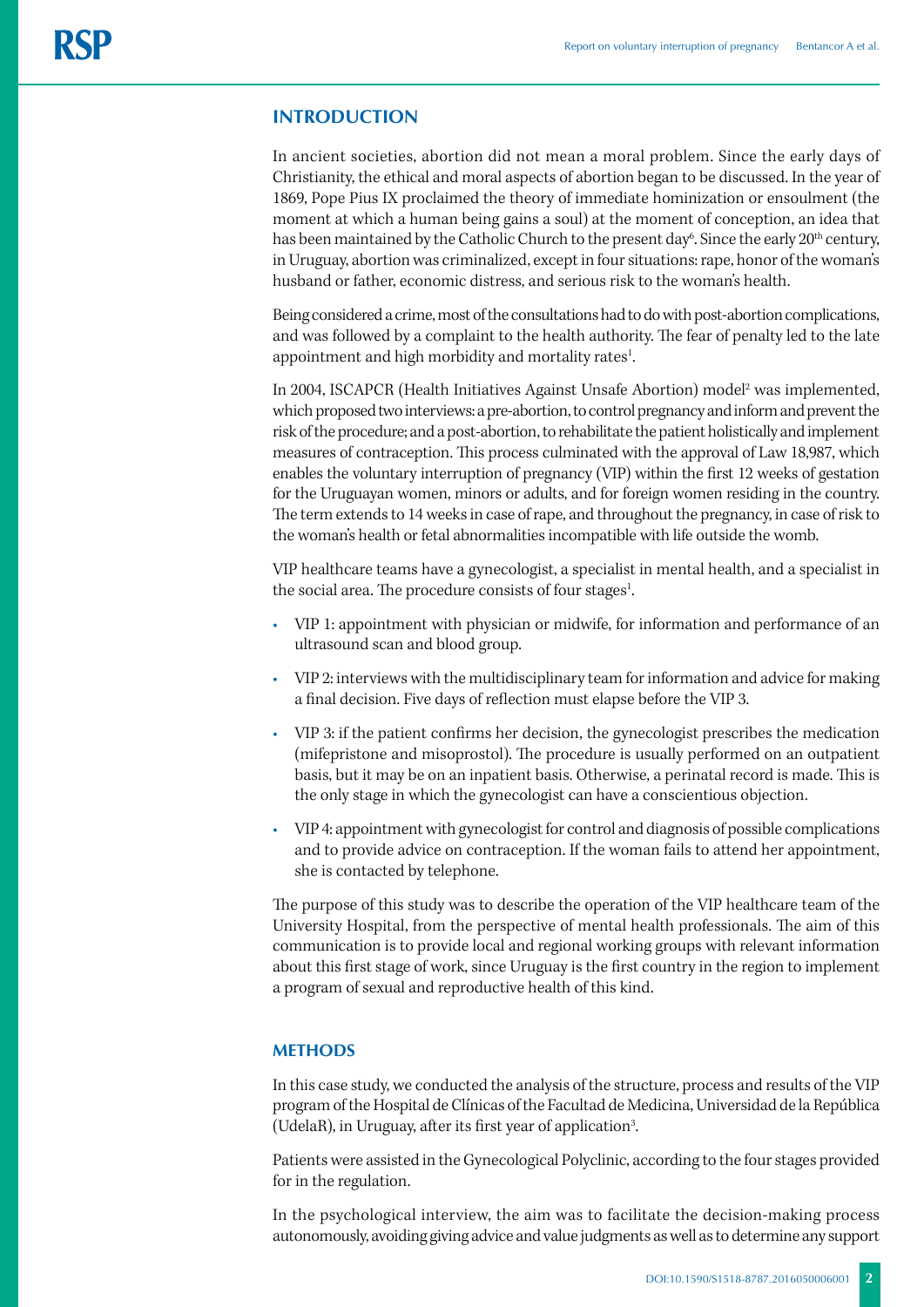## INTRODUCTION

In ancient societies, abortion did not mean a moral problem. Since the early days of Christianity, the ethical and moral aspects of abortion began to be discussed. In the year of 1869, Pope Pius IX proclaimed the theory of immediate hominization or ensoulment (the moment at which a human being gains a soul) at the moment of conception, an idea that has been maintained by the Catholic Church to the present day[6]. Since the early 20$^{th}$ century, in Uruguay, abortion was criminalized, except in four situations: rape, honor of the woman's husband or father, economic distress, and serious risk to the woman's health.

Being considered a crime, most of the consultations had to do with post-abortion complications, and was followed by a complaint to the health authority. The fear of penalty led to the late appointment and high morbidity and mortality rates[1].

In 2004, ISCAPCR (Health Initiatives Against Unsafe Abortion) model[2] was implemented, which proposed two interviews: a pre-abortion, to control pregnancy and inform and prevent the risk of the procedure; and a post-abortion, to rehabilitate the patient holistically and implement measures of contraception. This process culminated with the approval of Law 18,987, which enables the voluntary interruption of pregnancy (VIP) within the first 12 weeks of gestation for the Uruguayan women, minors or adults, and for foreign women residing in the country. The term extends to 14 weeks in case of rape, and throughout the pregnancy, in case of risk to the woman's health or fetal abnormalities incompatible with life outside the womb.

VIP healthcare teams have a gynecologist, a specialist in mental health, and a specialist in the social area. The procedure consists of four stages[1].

- VIP 1: appointment with physician or midwife, for information and performance of an ultrasound scan and blood group.
- VIP 2: interviews with the multidisciplinary team for information and advice for making a final decision. Five days of reflection must elapse before the VIP 3.
- VIP 3: if the patient confirms her decision, the gynecologist prescribes the medication (mifepristone and misoprostol). The procedure is usually performed on an outpatient basis, but it may be on an inpatient basis. Otherwise, a perinatal record is made. This is the only stage in which the gynecologist can have a conscientious objection.
- VIP 4: appointment with gynecologist for control and diagnosis of possible complications and to provide advice on contraception. If the woman fails to attend her appointment, she is contacted by telephone.

The purpose of this study was to describe the operation of the VIP healthcare team of the University Hospital, from the perspective of mental health professionals. The aim of this communication is to provide local and regional working groups with relevant information about this first stage of work, since Uruguay is the first country in the region to implement a program of sexual and reproductive health of this kind.

## METHODS

In this case study, we conducted the analysis of the structure, process and results of the VIP program of the Hospital de Clínicas of the Facultad de Medicina, Universidad de la República (UdelaR), in Uruguay, after its first year of application[3].

Patients were assisted in the Gynecological Polyclinic, according to the four stages provided for in the regulation.

In the psychological interview, the aim was to facilitate the decision-making process autonomously, avoiding giving advice and value judgments as well as to determine any support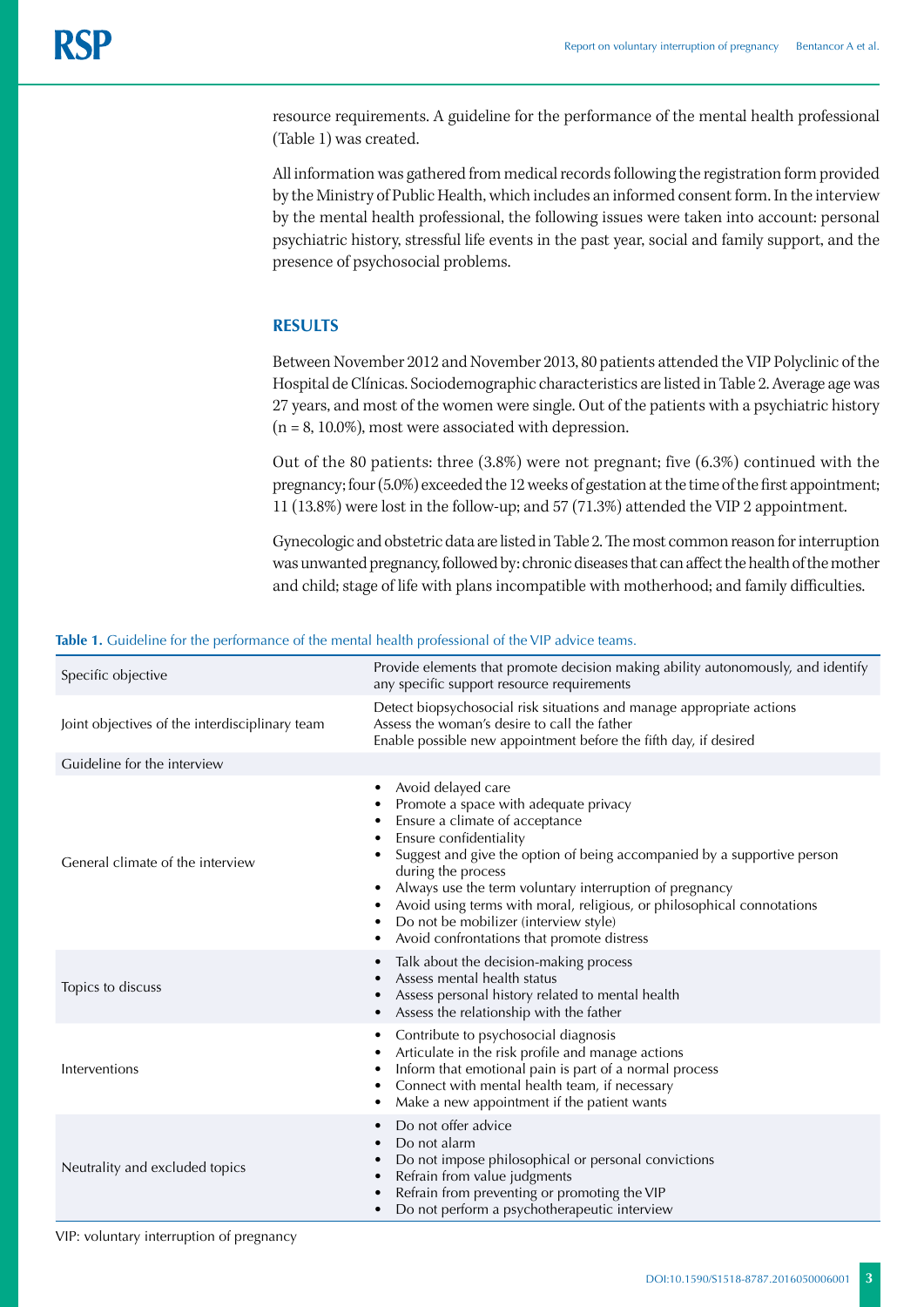resource requirements. A guideline for the performance of the mental health professional (Table 1) was created.

All information was gathered from medical records following the registration form provided by the Ministry of Public Health, which includes an informed consent form. In the interview by the mental health professional, the following issues were taken into account: personal psychiatric history, stressful life events in the past year, social and family support, and the presence of psychosocial problems.

## RESULTS

Between November 2012 and November 2013, 80 patients attended the VIP Polyclinic of the Hospital de Clínicas. Sociodemographic characteristics are listed in Table 2. Average age was 27 years, and most of the women were single. Out of the patients with a psychiatric history (n = 8, 10.0%), most were associated with depression.

Out of the 80 patients: three (3.8%) were not pregnant; five (6.3%) continued with the pregnancy; four (5.0%) exceeded the 12 weeks of gestation at the time of the first appointment; 11 (13.8%) were lost in the follow-up; and 57 (71.3%) attended the VIP 2 appointment.

Gynecologic and obstetric data are listed in Table 2. The most common reason for interruption was unwanted pregnancy, followed by: chronic diseases that can affect the health of the mother and child; stage of life with plans incompatible with motherhood; and family difficulties.

**Table 1.** Guideline for the performance of the mental health professional of the VIP advice teams.

| | |
|---|---|
| Specific objective | Provide elements that promote decision making ability autonomously, and identify any specific support resource requirements |
| Joint objectives of the interdisciplinary team | Detect biopsychosocial risk situations and manage appropriate actions<br>Assess the woman's desire to call the father<br>Enable possible new appointment before the fifth day, if desired |
| Guideline for the interview | |
| General climate of the interview | • Avoid delayed care<br>• Promote a space with adequate privacy<br>• Ensure a climate of acceptance<br>• Ensure confidentiality<br>• Suggest and give the option of being accompanied by a supportive person during the process<br>• Always use the term voluntary interruption of pregnancy<br>• Avoid using terms with moral, religious, or philosophical connotations<br>• Do not be mobilizer (interview style)<br>• Avoid confrontations that promote distress |
| Topics to discuss | • Talk about the decision-making process<br>• Assess mental health status<br>• Assess personal history related to mental health<br>• Assess the relationship with the father |
| Interventions | • Contribute to psychosocial diagnosis<br>• Articulate in the risk profile and manage actions<br>• Inform that emotional pain is part of a normal process<br>• Connect with mental health team, if necessary<br>• Make a new appointment if the patient wants |
| Neutrality and excluded topics | • Do not offer advice<br>• Do not alarm<br>• Do not impose philosophical or personal convictions<br>• Refrain from value judgments<br>• Refrain from preventing or promoting the VIP<br>• Do not perform a psychotherapeutic interview |

VIP: voluntary interruption of pregnancy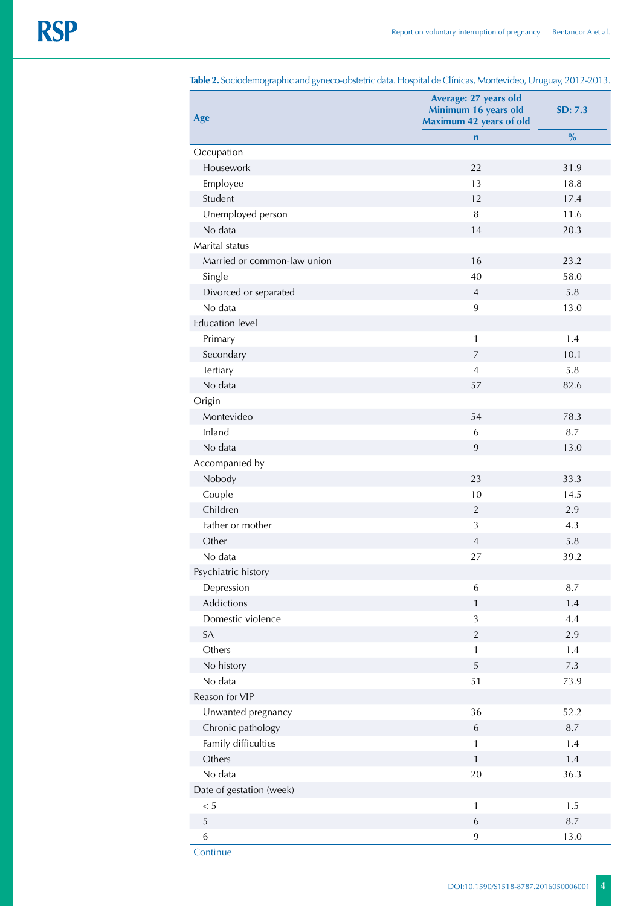**Table 2.** Sociodemographic and gyneco-obstetric data. Hospital de Clínicas, Montevideo, Uruguay, 2012-2013.

| Age | Average: 27 years old Minimum 16 years old Maximum 42 years of old | SD: 7.3 |
|---|---|---|
| | n | % |
| Occupation | | |
| Housework | 22 | 31.9 |
| Employee | 13 | 18.8 |
| Student | 12 | 17.4 |
| Unemployed person | 8 | 11.6 |
| No data | 14 | 20.3 |
| Marital status | | |
| Married or common-law union | 16 | 23.2 |
| Single | 40 | 58.0 |
| Divorced or separated | 4 | 5.8 |
| No data | 9 | 13.0 |
| Education level | | |
| Primary | 1 | 1.4 |
| Secondary | 7 | 10.1 |
| Tertiary | 4 | 5.8 |
| No data | 57 | 82.6 |
| Origin | | |
| Montevideo | 54 | 78.3 |
| Inland | 6 | 8.7 |
| No data | 9 | 13.0 |
| Accompanied by | | |
| Nobody | 23 | 33.3 |
| Couple | 10 | 14.5 |
| Children | 2 | 2.9 |
| Father or mother | 3 | 4.3 |
| Other | 4 | 5.8 |
| No data | 27 | 39.2 |
| Psychiatric history | | |
| Depression | 6 | 8.7 |
| Addictions | 1 | 1.4 |
| Domestic violence | 3 | 4.4 |
| SA | 2 | 2.9 |
| Others | 1 | 1.4 |
| No history | 5 | 7.3 |
| No data | 51 | 73.9 |
| Reason for VIP | | |
| Unwanted pregnancy | 36 | 52.2 |
| Chronic pathology | 6 | 8.7 |
| Family difficulties | 1 | 1.4 |
| Others | 1 | 1.4 |
| No data | 20 | 36.3 |
| Date of gestation (week) | | |
| < 5 | 1 | 1.5 |
| 5 | 6 | 8.7 |
| 6 | 9 | 13.0 |

Continue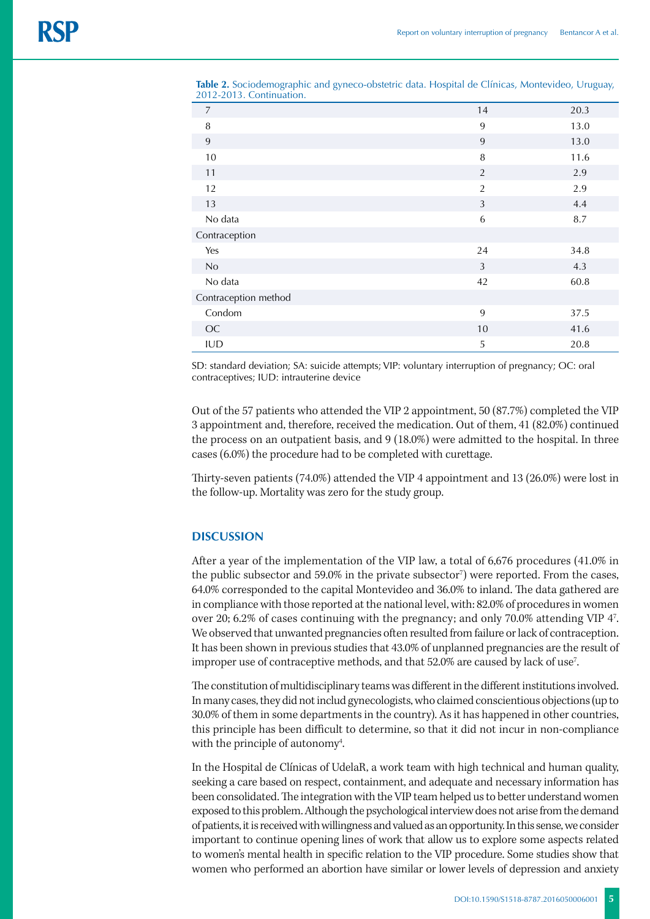**Table 2.** Sociodemographic and gyneco-obstetric data. Hospital de Clínicas, Montevideo, Uruguay, 2012-2013. Continuation.

| | | |
|---|---|---|
| 7 | 14 | 20.3 |
| 8 | 9 | 13.0 |
| 9 | 9 | 13.0 |
| 10 | 8 | 11.6 |
| 11 | 2 | 2.9 |
| 12 | 2 | 2.9 |
| 13 | 3 | 4.4 |
| No data | 6 | 8.7 |
| Contraception | | |
| Yes | 24 | 34.8 |
| No | 3 | 4.3 |
| No data | 42 | 60.8 |
| Contraception method | | |
| Condom | 9 | 37.5 |
| OC | 10 | 41.6 |
| IUD | 5 | 20.8 |

SD: standard deviation; SA: suicide attempts; VIP: voluntary interruption of pregnancy; OC: oral contraceptives; IUD: intrauterine device

Out of the 57 patients who attended the VIP 2 appointment, 50 (87.7%) completed the VIP 3 appointment and, therefore, received the medication. Out of them, 41 (82.0%) continued the process on an outpatient basis, and 9 (18.0%) were admitted to the hospital. In three cases (6.0%) the procedure had to be completed with curettage.

Thirty-seven patients (74.0%) attended the VIP 4 appointment and 13 (26.0%) were lost in the follow-up. Mortality was zero for the study group.

## DISCUSSION

After a year of the implementation of the VIP law, a total of 6,676 procedures (41.0% in the public subsector and 59.0% in the private subsector[7]) were reported. From the cases, 64.0% corresponded to the capital Montevideo and 36.0% to inland. The data gathered are in compliance with those reported at the national level, with: 82.0% of procedures in women over 20; 6.2% of cases continuing with the pregnancy; and only 70.0% attending VIP 4[7]. We observed that unwanted pregnancies often resulted from failure or lack of contraception. It has been shown in previous studies that 43.0% of unplanned pregnancies are the result of improper use of contraceptive methods, and that 52.0% are caused by lack of use[7].

The constitution of multidisciplinary teams was different in the different institutions involved. In many cases, they did not includ gynecologists, who claimed conscientious objections (up to 30.0% of them in some departments in the country). As it has happened in other countries, this principle has been difficult to determine, so that it did not incur in non-compliance with the principle of autonomy[4].

In the Hospital de Clínicas of UdelaR, a work team with high technical and human quality, seeking a care based on respect, containment, and adequate and necessary information has been consolidated. The integration with the VIP team helped us to better understand women exposed to this problem. Although the psychological interview does not arise from the demand of patients, it is received with willingness and valued as an opportunity. In this sense, we consider important to continue opening lines of work that allow us to explore some aspects related to women's mental health in specific relation to the VIP procedure. Some studies show that women who performed an abortion have similar or lower levels of depression and anxiety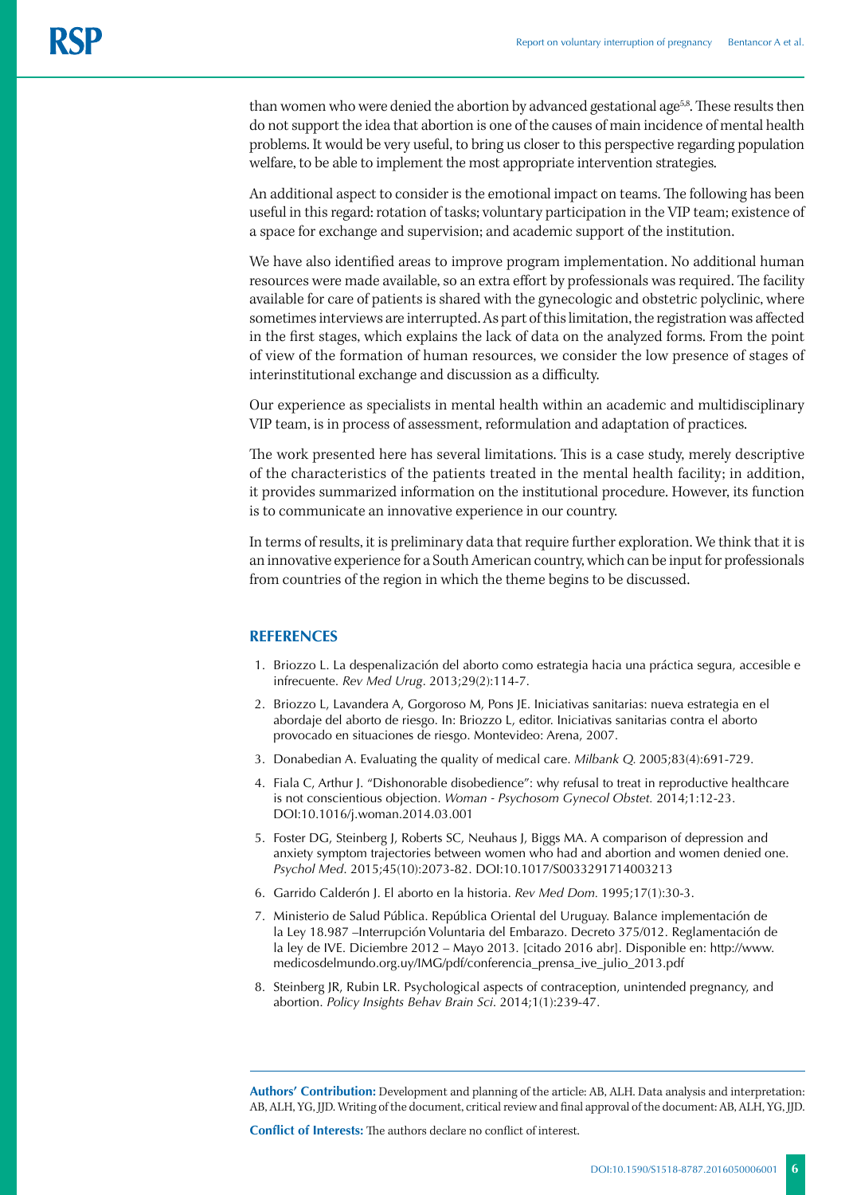than women who were denied the abortion by advanced gestational age[5,8]. These results then do not support the idea that abortion is one of the causes of main incidence of mental health problems. It would be very useful, to bring us closer to this perspective regarding population welfare, to be able to implement the most appropriate intervention strategies.

An additional aspect to consider is the emotional impact on teams. The following has been useful in this regard: rotation of tasks; voluntary participation in the VIP team; existence of a space for exchange and supervision; and academic support of the institution.

We have also identified areas to improve program implementation. No additional human resources were made available, so an extra effort by professionals was required. The facility available for care of patients is shared with the gynecologic and obstetric polyclinic, where sometimes interviews are interrupted. As part of this limitation, the registration was affected in the first stages, which explains the lack of data on the analyzed forms. From the point of view of the formation of human resources, we consider the low presence of stages of interinstitutional exchange and discussion as a difficulty.

Our experience as specialists in mental health within an academic and multidisciplinary VIP team, is in process of assessment, reformulation and adaptation of practices.

The work presented here has several limitations. This is a case study, merely descriptive of the characteristics of the patients treated in the mental health facility; in addition, it provides summarized information on the institutional procedure. However, its function is to communicate an innovative experience in our country.

In terms of results, it is preliminary data that require further exploration. We think that it is an innovative experience for a South American country, which can be input for professionals from countries of the region in which the theme begins to be discussed.

## REFERENCES

1. Briozzo L. La despenalización del aborto como estrategia hacia una práctica segura, accesible e infrecuente. *Rev Med Urug*. 2013;29(2):114-7.
2. Briozzo L, Lavandera A, Gorgoroso M, Pons JE. Iniciativas sanitarias: nueva estrategia en el abordaje del aborto de riesgo. In: Briozzo L, editor. Iniciativas sanitarias contra el aborto provocado en situaciones de riesgo. Montevideo: Arena, 2007.
3. Donabedian A. Evaluating the quality of medical care. *Milbank Q*. 2005;83(4):691-729.
4. Fiala C, Arthur J. "Dishonorable disobedience": why refusal to treat in reproductive healthcare is not conscientious objection. *Woman - Psychosom Gynecol Obstet.* 2014;1:12-23. DOI:10.1016/j.woman.2014.03.001
5. Foster DG, Steinberg J, Roberts SC, Neuhaus J, Biggs MA. A comparison of depression and anxiety symptom trajectories between women who had and abortion and women denied one. *Psychol Med*. 2015;45(10):2073-82. DOI:10.1017/S0033291714003213
6. Garrido Calderón J. El aborto en la historia. *Rev Med Dom.* 1995;17(1):30-3.
7. Ministerio de Salud Pública. República Oriental del Uruguay. Balance implementación de la Ley 18.987 –Interrupción Voluntaria del Embarazo. Decreto 375/012. Reglamentación de la ley de IVE. Diciembre 2012 – Mayo 2013. [citado 2016 abr]. Disponible en: http://www.medicosdelmundo.org.uy/IMG/pdf/conferencia_prensa_ive_julio_2013.pdf
8. Steinberg JR, Rubin LR. Psychological aspects of contraception, unintended pregnancy, and abortion. *Policy Insights Behav Brain Sci*. 2014;1(1):239-47.

---

**Authors' Contribution:** Development and planning of the article: AB, ALH. Data analysis and interpretation: AB, ALH, YG, JJD. Writing of the document, critical review and final approval of the document: AB, ALH, YG, JJD.

**Conflict of Interests:** The authors declare no conflict of interest.